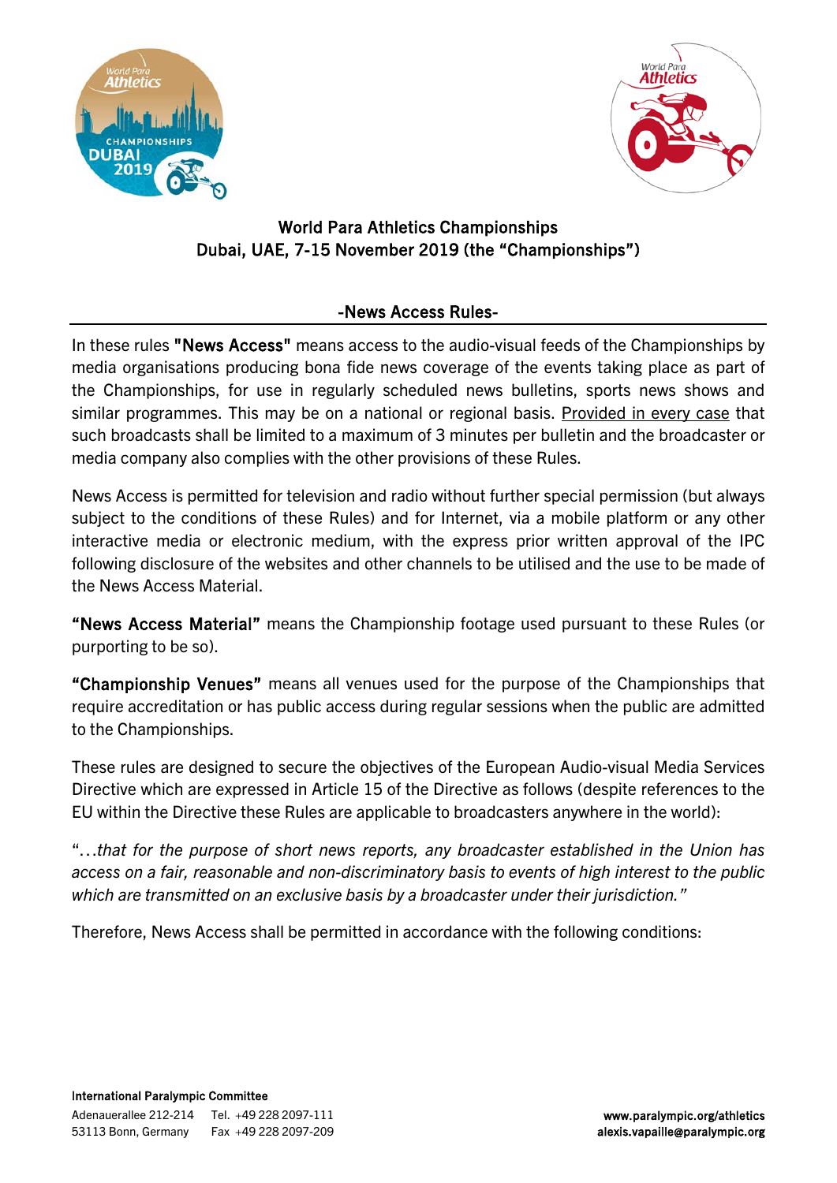# World Para Athletics Championships
# Dubai, UAE, 7-15 November 2019 (the "Championships")

## -News Access Rules-

In these rules **"News Access"** means access to the audio-visual feeds of the Championships by media organisations producing bona fide news coverage of the events taking place as part of the Championships, for use in regularly scheduled news bulletins, sports news shows and similar programmes. This may be on a national or regional basis. Provided in every case that such broadcasts shall be limited to a maximum of 3 minutes per bulletin and the broadcaster or media company also complies with the other provisions of these Rules.

News Access is permitted for television and radio without further special permission (but always subject to the conditions of these Rules) and for Internet, via a mobile platform or any other interactive media or electronic medium, with the express prior written approval of the IPC following disclosure of the websites and other channels to be utilised and the use to be made of the News Access Material.

**"News Access Material"** means the Championship footage used pursuant to these Rules (or purporting to be so).

**"Championship Venues"** means all venues used for the purpose of the Championships that require accreditation or has public access during regular sessions when the public are admitted to the Championships.

These rules are designed to secure the objectives of the European Audio-visual Media Services Directive which are expressed in Article 15 of the Directive as follows (despite references to the EU within the Directive these Rules are applicable to broadcasters anywhere in the world):

"*…that for the purpose of short news reports, any broadcaster established in the Union has access on a fair, reasonable and non-discriminatory basis to events of high interest to the public which are transmitted on an exclusive basis by a broadcaster under their jurisdiction.*"

Therefore, News Access shall be permitted in accordance with the following conditions: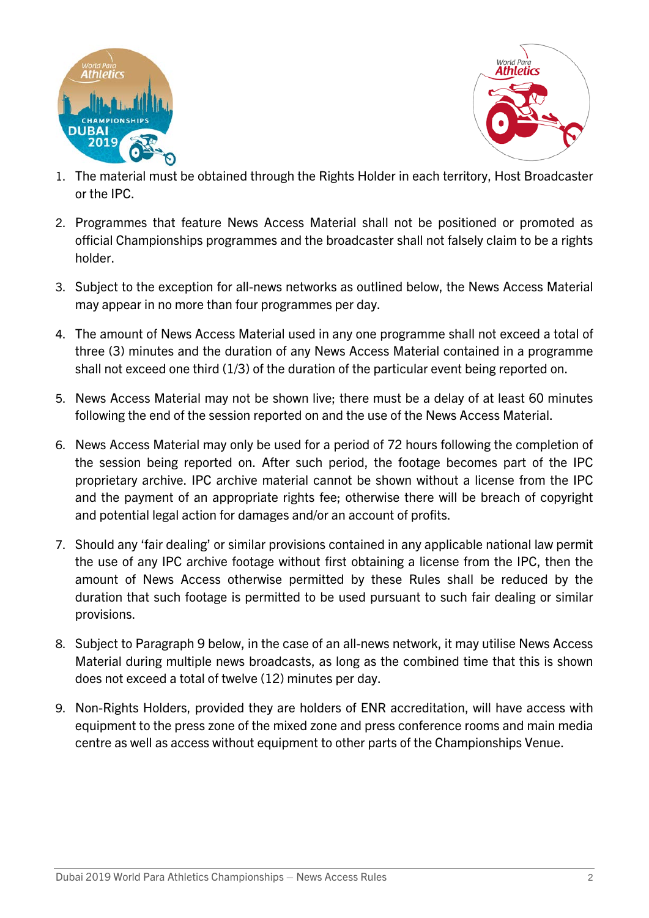1. The material must be obtained through the Rights Holder in each territory, Host Broadcaster or the IPC.

2. Programmes that feature News Access Material shall not be positioned or promoted as official Championships programmes and the broadcaster shall not falsely claim to be a rights holder.

3. Subject to the exception for all-news networks as outlined below, the News Access Material may appear in no more than four programmes per day.

4. The amount of News Access Material used in any one programme shall not exceed a total of three (3) minutes and the duration of any News Access Material contained in a programme shall not exceed one third (1/3) of the duration of the particular event being reported on.

5. News Access Material may not be shown live; there must be a delay of at least 60 minutes following the end of the session reported on and the use of the News Access Material.

6. News Access Material may only be used for a period of 72 hours following the completion of the session being reported on. After such period, the footage becomes part of the IPC proprietary archive. IPC archive material cannot be shown without a license from the IPC and the payment of an appropriate rights fee; otherwise there will be breach of copyright and potential legal action for damages and/or an account of profits.

7. Should any 'fair dealing' or similar provisions contained in any applicable national law permit the use of any IPC archive footage without first obtaining a license from the IPC, then the amount of News Access otherwise permitted by these Rules shall be reduced by the duration that such footage is permitted to be used pursuant to such fair dealing or similar provisions.

8. Subject to Paragraph 9 below, in the case of an all-news network, it may utilise News Access Material during multiple news broadcasts, as long as the combined time that this is shown does not exceed a total of twelve (12) minutes per day.

9. Non-Rights Holders, provided they are holders of ENR accreditation, will have access with equipment to the press zone of the mixed zone and press conference rooms and main media centre as well as access without equipment to other parts of the Championships Venue.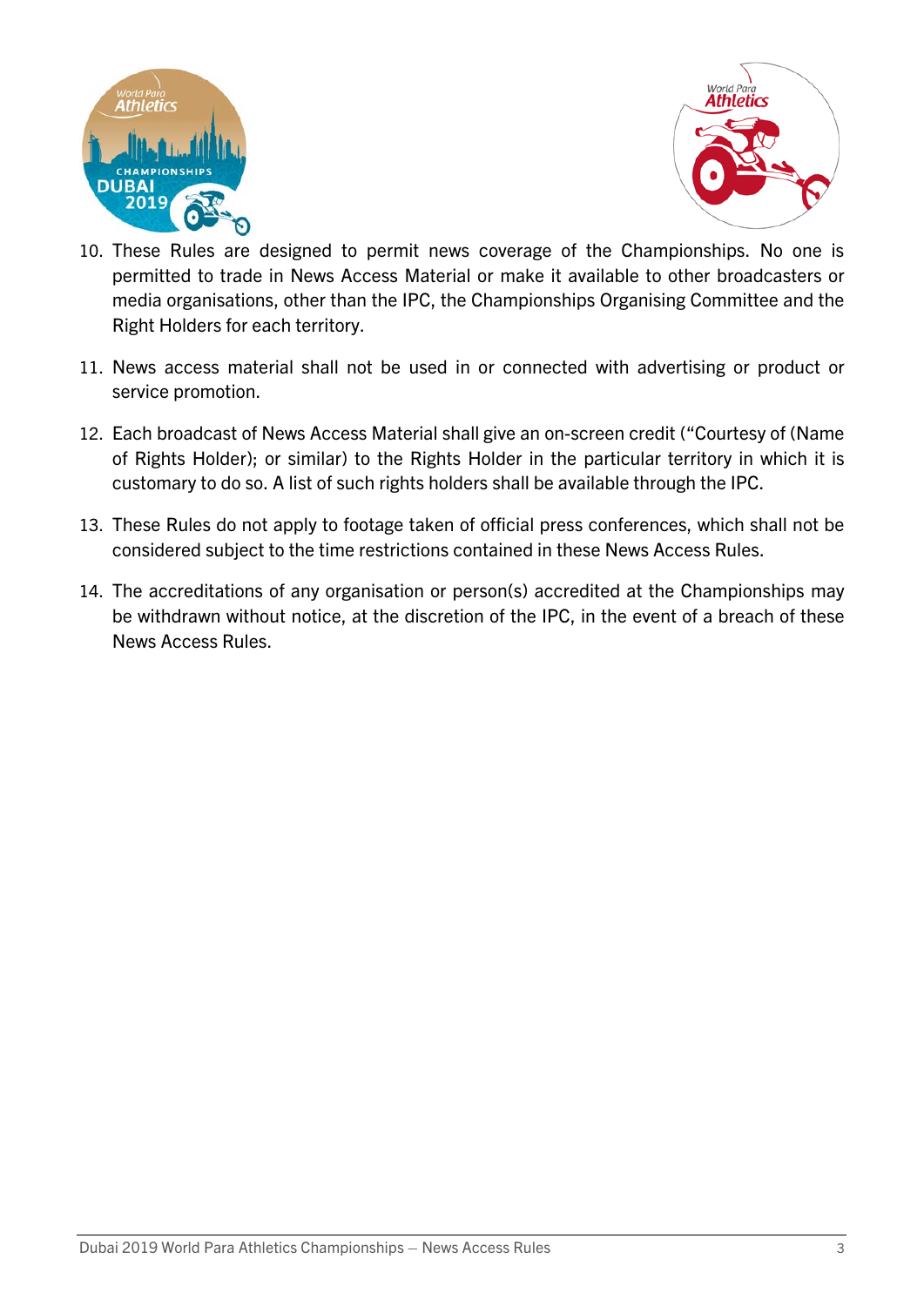10. These Rules are designed to permit news coverage of the Championships. No one is permitted to trade in News Access Material or make it available to other broadcasters or media organisations, other than the IPC, the Championships Organising Committee and the Right Holders for each territory.

11. News access material shall not be used in or connected with advertising or product or service promotion.

12. Each broadcast of News Access Material shall give an on-screen credit ("Courtesy of (Name of Rights Holder); or similar) to the Rights Holder in the particular territory in which it is customary to do so. A list of such rights holders shall be available through the IPC.

13. These Rules do not apply to footage taken of official press conferences, which shall not be considered subject to the time restrictions contained in these News Access Rules.

14. The accreditations of any organisation or person(s) accredited at the Championships may be withdrawn without notice, at the discretion of the IPC, in the event of a breach of these News Access Rules.